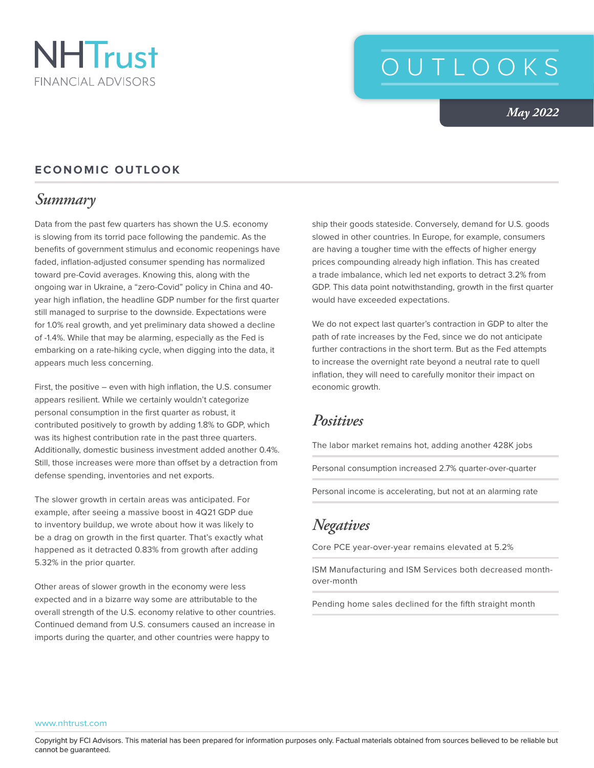NHTrust
FINANCIAL ADVISORS

# OUTLOOKS

*May 2022*

## ECONOMIC OUTLOOK

### *Summary*

Data from the past few quarters has shown the U.S. economy is slowing from its torrid pace following the pandemic. As the benefits of government stimulus and economic reopenings have faded, inflation-adjusted consumer spending has normalized toward pre-Covid averages. Knowing this, along with the ongoing war in Ukraine, a "zero-Covid" policy in China and 40-year high inflation, the headline GDP number for the first quarter still managed to surprise to the downside. Expectations were for 1.0% real growth, and yet preliminary data showed a decline of -1.4%. While that may be alarming, especially as the Fed is embarking on a rate-hiking cycle, when digging into the data, it appears much less concerning.

First, the positive – even with high inflation, the U.S. consumer appears resilient. While we certainly wouldn't categorize personal consumption in the first quarter as robust, it contributed positively to growth by adding 1.8% to GDP, which was its highest contribution rate in the past three quarters. Additionally, domestic business investment added another 0.4%. Still, those increases were more than offset by a detraction from defense spending, inventories and net exports.

The slower growth in certain areas was anticipated. For example, after seeing a massive boost in 4Q21 GDP due to inventory buildup, we wrote about how it was likely to be a drag on growth in the first quarter. That's exactly what happened as it detracted 0.83% from growth after adding 5.32% in the prior quarter.

Other areas of slower growth in the economy were less expected and in a bizarre way some are attributable to the overall strength of the U.S. economy relative to other countries. Continued demand from U.S. consumers caused an increase in imports during the quarter, and other countries were happy to ship their goods stateside. Conversely, demand for U.S. goods slowed in other countries. In Europe, for example, consumers are having a tougher time with the effects of higher energy prices compounding already high inflation. This has created a trade imbalance, which led net exports to detract 3.2% from GDP. This data point notwithstanding, growth in the first quarter would have exceeded expectations.

We do not expect last quarter's contraction in GDP to alter the path of rate increases by the Fed, since we do not anticipate further contractions in the short term. But as the Fed attempts to increase the overnight rate beyond a neutral rate to quell inflation, they will need to carefully monitor their impact on economic growth.

### *Positives*

- The labor market remains hot, adding another 428K jobs
- Personal consumption increased 2.7% quarter-over-quarter
- Personal income is accelerating, but not at an alarming rate

### *Negatives*

- Core PCE year-over-year remains elevated at 5.2%
- ISM Manufacturing and ISM Services both decreased month-over-month
- Pending home sales declined for the fifth straight month

www.nhtrust.com

Copyright by FCI Advisors. This material has been prepared for information purposes only. Factual materials obtained from sources believed to be reliable but cannot be guaranteed.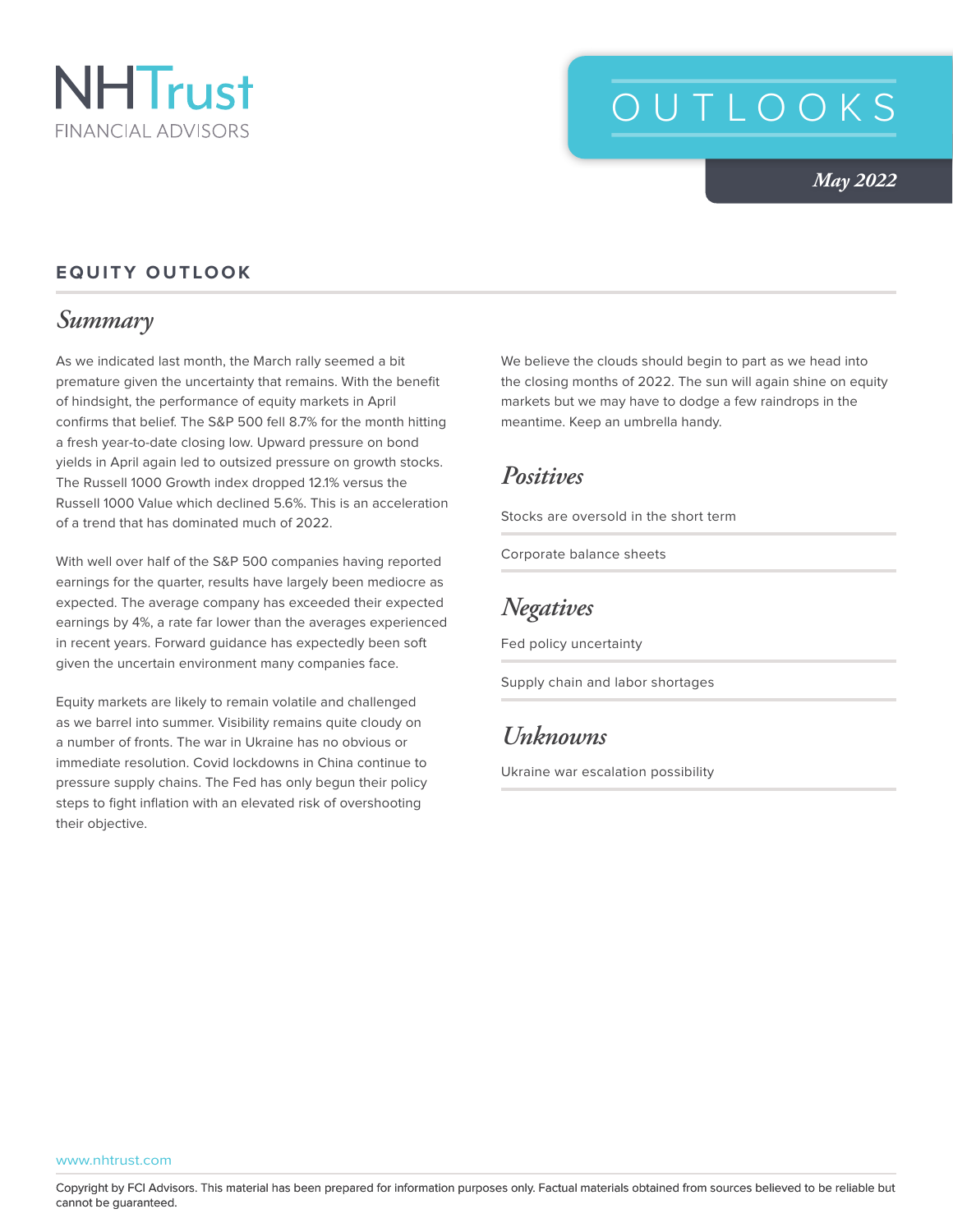# EQUITY OUTLOOK

## *Summary*

As we indicated last month, the March rally seemed a bit premature given the uncertainty that remains. With the benefit of hindsight, the performance of equity markets in April confirms that belief. The S&P 500 fell 8.7% for the month hitting a fresh year-to-date closing low. Upward pressure on bond yields in April again led to outsized pressure on growth stocks. The Russell 1000 Growth index dropped 12.1% versus the Russell 1000 Value which declined 5.6%. This is an acceleration of a trend that has dominated much of 2022.

With well over half of the S&P 500 companies having reported earnings for the quarter, results have largely been mediocre as expected. The average company has exceeded their expected earnings by 4%, a rate far lower than the averages experienced in recent years. Forward guidance has expectedly been soft given the uncertain environment many companies face.

Equity markets are likely to remain volatile and challenged as we barrel into summer. Visibility remains quite cloudy on a number of fronts. The war in Ukraine has no obvious or immediate resolution. Covid lockdowns in China continue to pressure supply chains. The Fed has only begun their policy steps to fight inflation with an elevated risk of overshooting their objective.

We believe the clouds should begin to part as we head into the closing months of 2022. The sun will again shine on equity markets but we may have to dodge a few raindrops in the meantime. Keep an umbrella handy.

## *Positives*

Stocks are oversold in the short term

Corporate balance sheets

## *Negatives*

Fed policy uncertainty

Supply chain and labor shortages

## *Unknowns*

Ukraine war escalation possibility

www.nhtrust.com

Copyright by FCI Advisors. This material has been prepared for information purposes only. Factual materials obtained from sources believed to be reliable but cannot be guaranteed.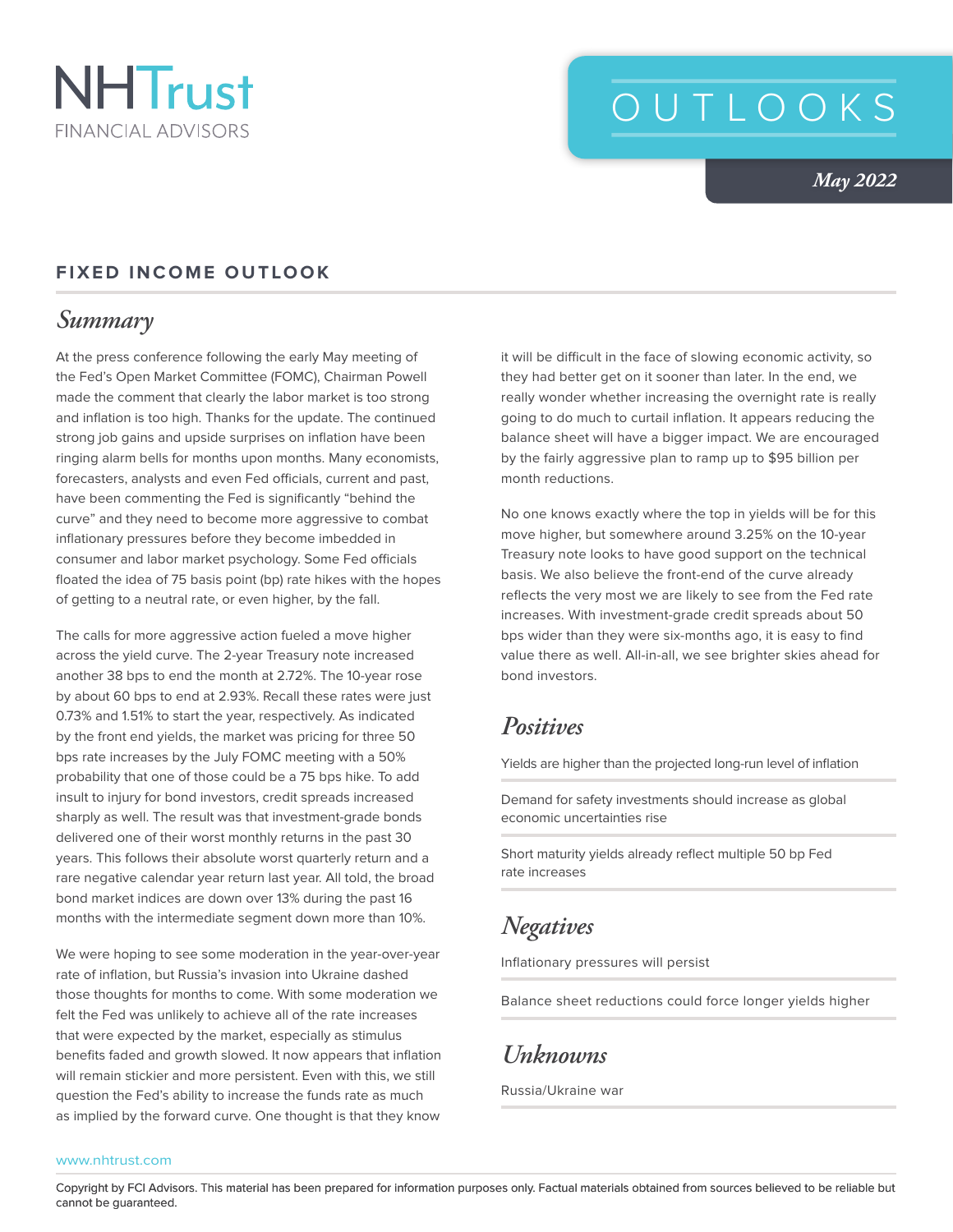NHTrust
FINANCIAL ADVISORS

# OUTLOOKS

*May 2022*

## FIXED INCOME OUTLOOK

### *Summary*

At the press conference following the early May meeting of the Fed's Open Market Committee (FOMC), Chairman Powell made the comment that clearly the labor market is too strong and inflation is too high. Thanks for the update. The continued strong job gains and upside surprises on inflation have been ringing alarm bells for months upon months. Many economists, forecasters, analysts and even Fed officials, current and past, have been commenting the Fed is significantly "behind the curve" and they need to become more aggressive to combat inflationary pressures before they become imbedded in consumer and labor market psychology. Some Fed officials floated the idea of 75 basis point (bp) rate hikes with the hopes of getting to a neutral rate, or even higher, by the fall.

The calls for more aggressive action fueled a move higher across the yield curve. The 2-year Treasury note increased another 38 bps to end the month at 2.72%. The 10-year rose by about 60 bps to end at 2.93%. Recall these rates were just 0.73% and 1.51% to start the year, respectively. As indicated by the front end yields, the market was pricing for three 50 bps rate increases by the July FOMC meeting with a 50% probability that one of those could be a 75 bps hike. To add insult to injury for bond investors, credit spreads increased sharply as well. The result was that investment-grade bonds delivered one of their worst monthly returns in the past 30 years. This follows their absolute worst quarterly return and a rare negative calendar year return last year. All told, the broad bond market indices are down over 13% during the past 16 months with the intermediate segment down more than 10%.

We were hoping to see some moderation in the year-over-year rate of inflation, but Russia's invasion into Ukraine dashed those thoughts for months to come. With some moderation we felt the Fed was unlikely to achieve all of the rate increases that were expected by the market, especially as stimulus benefits faded and growth slowed. It now appears that inflation will remain stickier and more persistent. Even with this, we still question the Fed's ability to increase the funds rate as much as implied by the forward curve. One thought is that they know it will be difficult in the face of slowing economic activity, so they had better get on it sooner than later. In the end, we really wonder whether increasing the overnight rate is really going to do much to curtail inflation. It appears reducing the balance sheet will have a bigger impact. We are encouraged by the fairly aggressive plan to ramp up to $95 billion per month reductions.

No one knows exactly where the top in yields will be for this move higher, but somewhere around 3.25% on the 10-year Treasury note looks to have good support on the technical basis. We also believe the front-end of the curve already reflects the very most we are likely to see from the Fed rate increases. With investment-grade credit spreads about 50 bps wider than they were six-months ago, it is easy to find value there as well. All-in-all, we see brighter skies ahead for bond investors.

### *Positives*

Yields are higher than the projected long-run level of inflation

Demand for safety investments should increase as global economic uncertainties rise

Short maturity yields already reflect multiple 50 bp Fed rate increases

### *Negatives*

Inflationary pressures will persist

Balance sheet reductions could force longer yields higher

### *Unknowns*

Russia/Ukraine war

www.nhtrust.com

Copyright by FCI Advisors. This material has been prepared for information purposes only. Factual materials obtained from sources believed to be reliable but cannot be guaranteed.